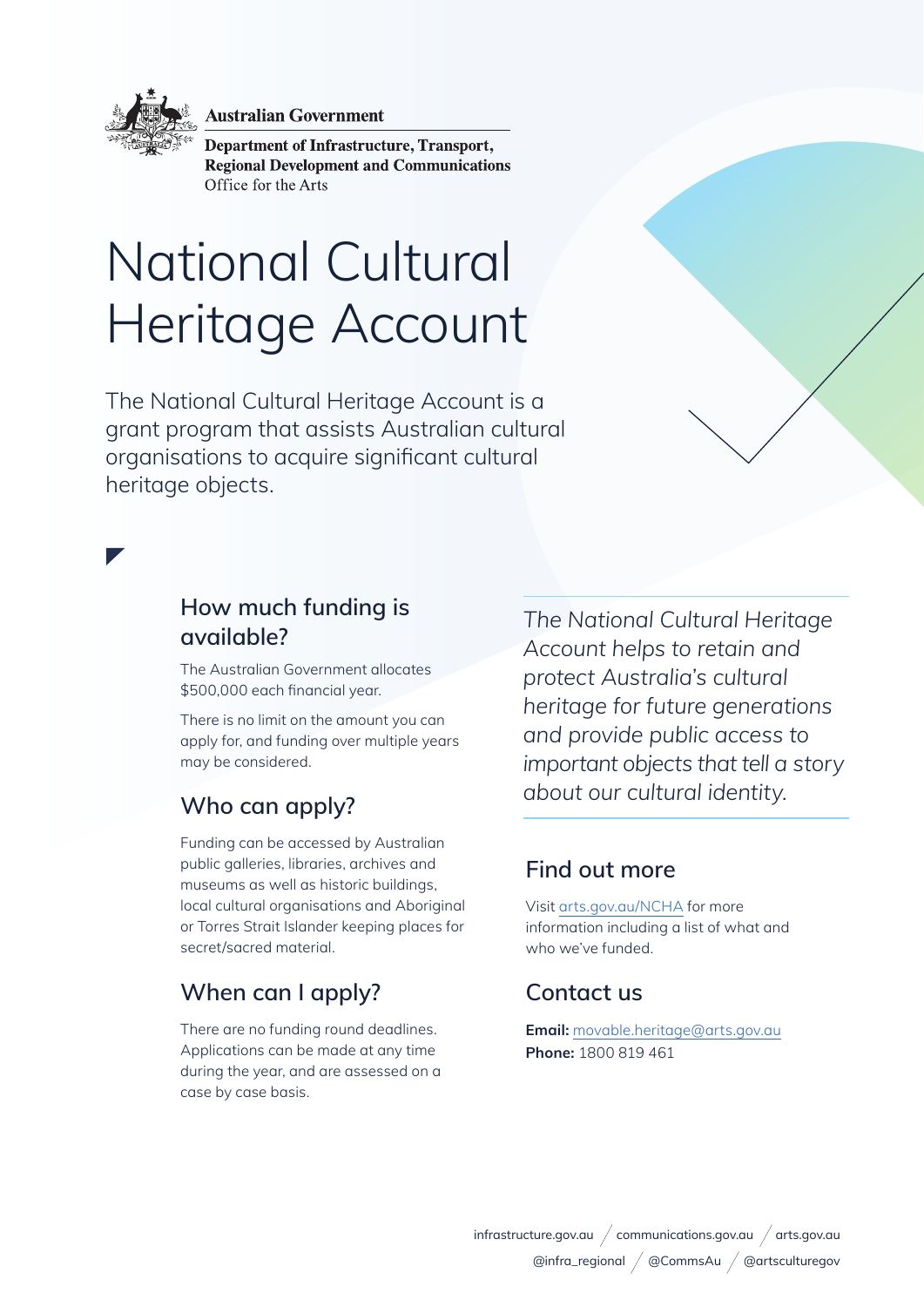**Australian Government**

**Department of Infrastructure, Transport, Regional Development and Communications**
Office for the Arts

# National Cultural Heritage Account

The National Cultural Heritage Account is a grant program that assists Australian cultural organisations to acquire significant cultural heritage objects.

## How much funding is available?

The Australian Government allocates $500,000 each financial year.

There is no limit on the amount you can apply for, and funding over multiple years may be considered.

## Who can apply?

Funding can be accessed by Australian public galleries, libraries, archives and museums as well as historic buildings, local cultural organisations and Aboriginal or Torres Strait Islander keeping places for secret/sacred material.

## When can I apply?

There are no funding round deadlines. Applications can be made at any time during the year, and are assessed on a case by case basis.

*The National Cultural Heritage Account helps to retain and protect Australia's cultural heritage for future generations and provide public access to important objects that tell a story about our cultural identity.*

## Find out more

Visit arts.gov.au/NCHA for more information including a list of what and who we've funded.

## Contact us

**Email:** movable.heritage@arts.gov.au
**Phone:** 1800 819 461

infrastructure.gov.au / communications.gov.au / arts.gov.au
@infra_regional / @CommsAu / @artsculturegov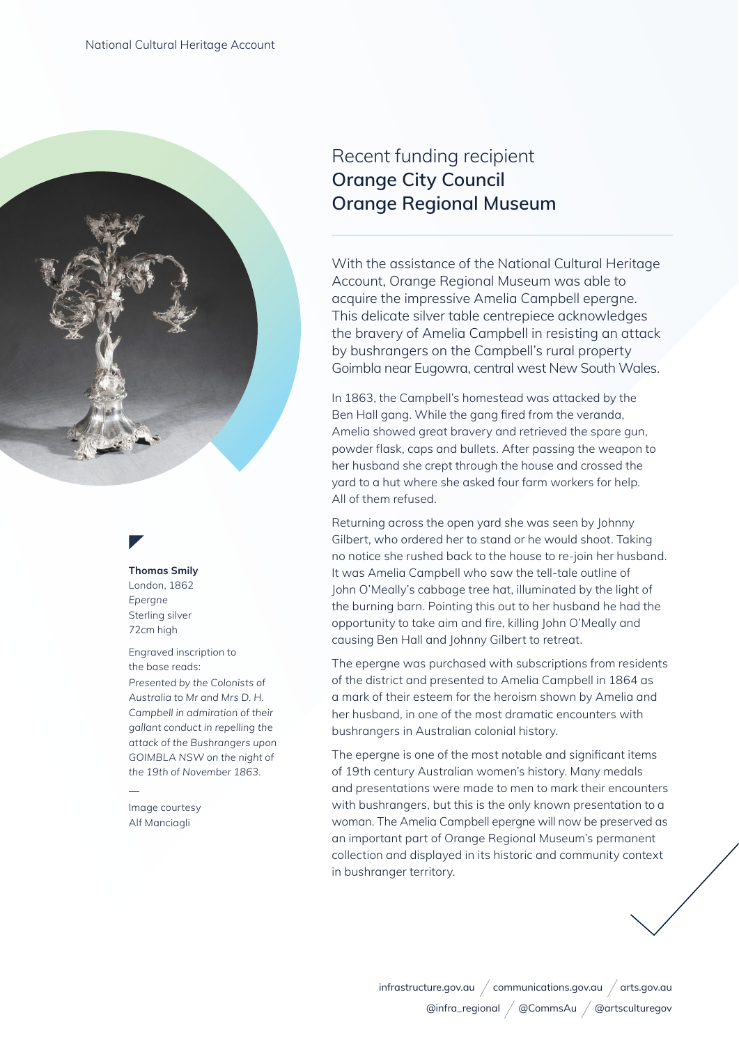## Recent funding recipient
## Orange City Council
## Orange Regional Museum

With the assistance of the National Cultural Heritage Account, Orange Regional Museum was able to acquire the impressive Amelia Campbell epergne. This delicate silver table centrepiece acknowledges the bravery of Amelia Campbell in resisting an attack by bushrangers on the Campbell's rural property Goimbla near Eugowra, central west New South Wales.

In 1863, the Campbell's homestead was attacked by the Ben Hall gang. While the gang fired from the veranda, Amelia showed great bravery and retrieved the spare gun, powder flask, caps and bullets. After passing the weapon to her husband she crept through the house and crossed the yard to a hut where she asked four farm workers for help. All of them refused.

Returning across the open yard she was seen by Johnny Gilbert, who ordered her to stand or he would shoot. Taking no notice she rushed back to the house to re-join her husband. It was Amelia Campbell who saw the tell-tale outline of John O'Meally's cabbage tree hat, illuminated by the light of the burning barn. Pointing this out to her husband he had the opportunity to take aim and fire, killing John O'Meally and causing Ben Hall and Johnny Gilbert to retreat.

The epergne was purchased with subscriptions from residents of the district and presented to Amelia Campbell in 1864 as a mark of their esteem for the heroism shown by Amelia and her husband, in one of the most dramatic encounters with bushrangers in Australian colonial history.

The epergne is one of the most notable and significant items of 19th century Australian women's history. Many medals and presentations were made to men to mark their encounters with bushrangers, but this is the only known presentation to a woman. The Amelia Campbell epergne will now be preserved as an important part of Orange Regional Museum's permanent collection and displayed in its historic and community context in bushranger territory.

**Thomas Smily**
London, 1862
*Epergne*
Sterling silver
72cm high

Engraved inscription to the base reads:
*Presented by the Colonists of Australia to Mr and Mrs D. H. Campbell in admiration of their gallant conduct in repelling the attack of the Bushrangers upon GOIMBLA NSW on the night of the 19th of November 1863.*

Image courtesy
Alf Manciagli

infrastructure.gov.au / communications.gov.au / arts.gov.au
@infra_regional / @CommsAu / @artsculturegov